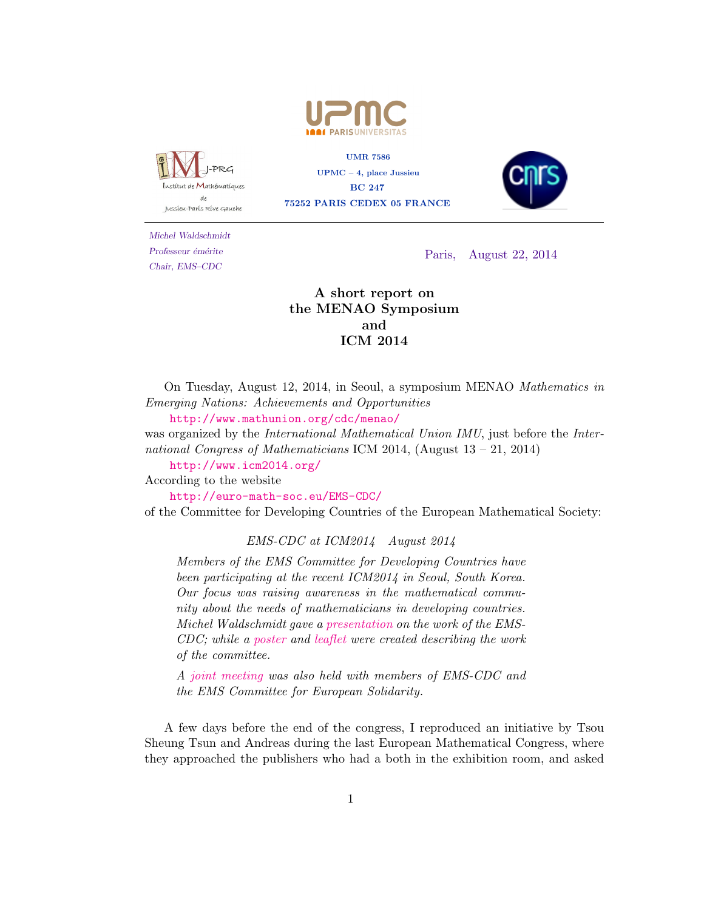UMR 7586

UPMC – 4, place Jussieu

BC 247

75252 PARIS CEDEX 05 FRANCE

*Michel Waldschmidt*
*Professeur émérite*
*Chair, EMS–CDC*

Paris, August 22, 2014

# A short report on the MENAO Symposium and ICM 2014

On Tuesday, August 12, 2014, in Seoul, a symposium MENAO *Mathematics in Emerging Nations: Achievements and Opportunities*

http://www.mathunion.org/cdc/menao/

was organized by the *International Mathematical Union IMU*, just before the *International Congress of Mathematicians* ICM 2014, (August 13 – 21, 2014)

http://www.icm2014.org/

According to the website

http://euro-math-soc.eu/EMS-CDC/

of the Committee for Developing Countries of the European Mathematical Society:

> *EMS-CDC at ICM2014 August 2014*
>
> *Members of the EMS Committee for Developing Countries have been participating at the recent ICM2014 in Seoul, South Korea. Our focus was raising awareness in the mathematical community about the needs of mathematicians in developing countries. Michel Waldschmidt gave a presentation on the work of the EMS-CDC; while a poster and leaflet were created describing the work of the committee.*
>
> *A joint meeting was also held with members of EMS-CDC and the EMS Committee for European Solidarity.*

A few days before the end of the congress, I reproduced an initiative by Tsou Sheung Tsun and Andreas during the last European Mathematical Congress, where they approached the publishers who had a both in the exhibition room, and asked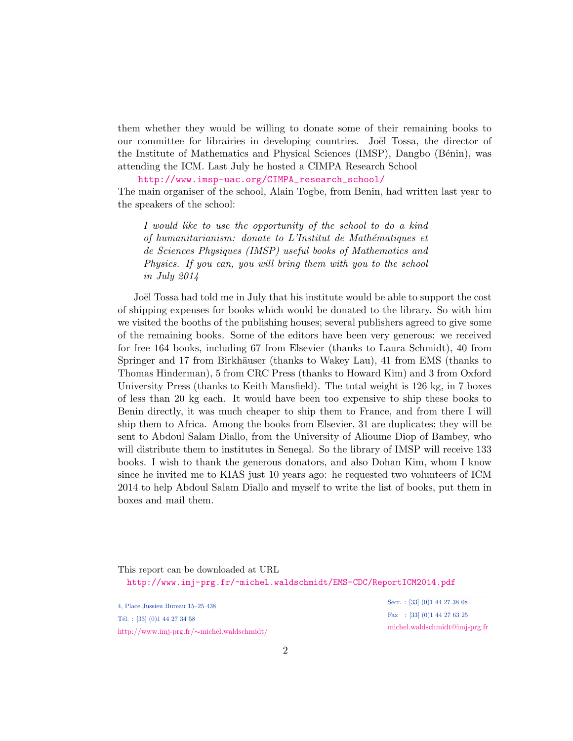them whether they would be willing to donate some of their remaining books to our committee for librairies in developing countries. Joël Tossa, the director of the Institute of Mathematics and Physical Sciences (IMSP), Dangbo (Bénin), was attending the ICM. Last July he hosted a CIMPA Research School

http://www.imsp-uac.org/CIMPA_research_school/

The main organiser of the school, Alain Togbe, from Benin, had written last year to the speakers of the school:

> *I would like to use the opportunity of the school to do a kind of humanitarianism: donate to L'Institut de Mathématiques et de Sciences Physiques (IMSP) useful books of Mathematics and Physics. If you can, you will bring them with you to the school in July 2014*

Joël Tossa had told me in July that his institute would be able to support the cost of shipping expenses for books which would be donated to the library. So with him we visited the booths of the publishing houses; several publishers agreed to give some of the remaining books. Some of the editors have been very generous: we received for free 164 books, including 67 from Elsevier (thanks to Laura Schmidt), 40 from Springer and 17 from Birkhäuser (thanks to Wakey Lau), 41 from EMS (thanks to Thomas Hinderman), 5 from CRC Press (thanks to Howard Kim) and 3 from Oxford University Press (thanks to Keith Mansfield). The total weight is 126 kg, in 7 boxes of less than 20 kg each. It would have been too expensive to ship these books to Benin directly, it was much cheaper to ship them to France, and from there I will ship them to Africa. Among the books from Elsevier, 31 are duplicates; they will be sent to Abdoul Salam Diallo, from the University of Alioume Diop of Bambey, who will distribute them to institutes in Senegal. So the library of IMSP will receive 133 books. I wish to thank the generous donators, and also Dohan Kim, whom I know since he invited me to KIAS just 10 years ago: he requested two volunteers of ICM 2014 to help Abdoul Salam Diallo and myself to write the list of books, put them in boxes and mail them.

This report can be downloaded at URL

http://www.imj-prg.fr/~michel.waldschmidt/EMS-CDC/ReportICM2014.pdf

4, Place Jussieu Bureau 15–25 438
Tél. : [33] (0)1 44 27 34 58
http://www.imj-prg.fr/∼michel.waldschmidt/

Secr. : [33] (0)1 44 27 38 08
Fax : [33] (0)1 44 27 63 25
michel.waldschmidt@imj-prg.fr